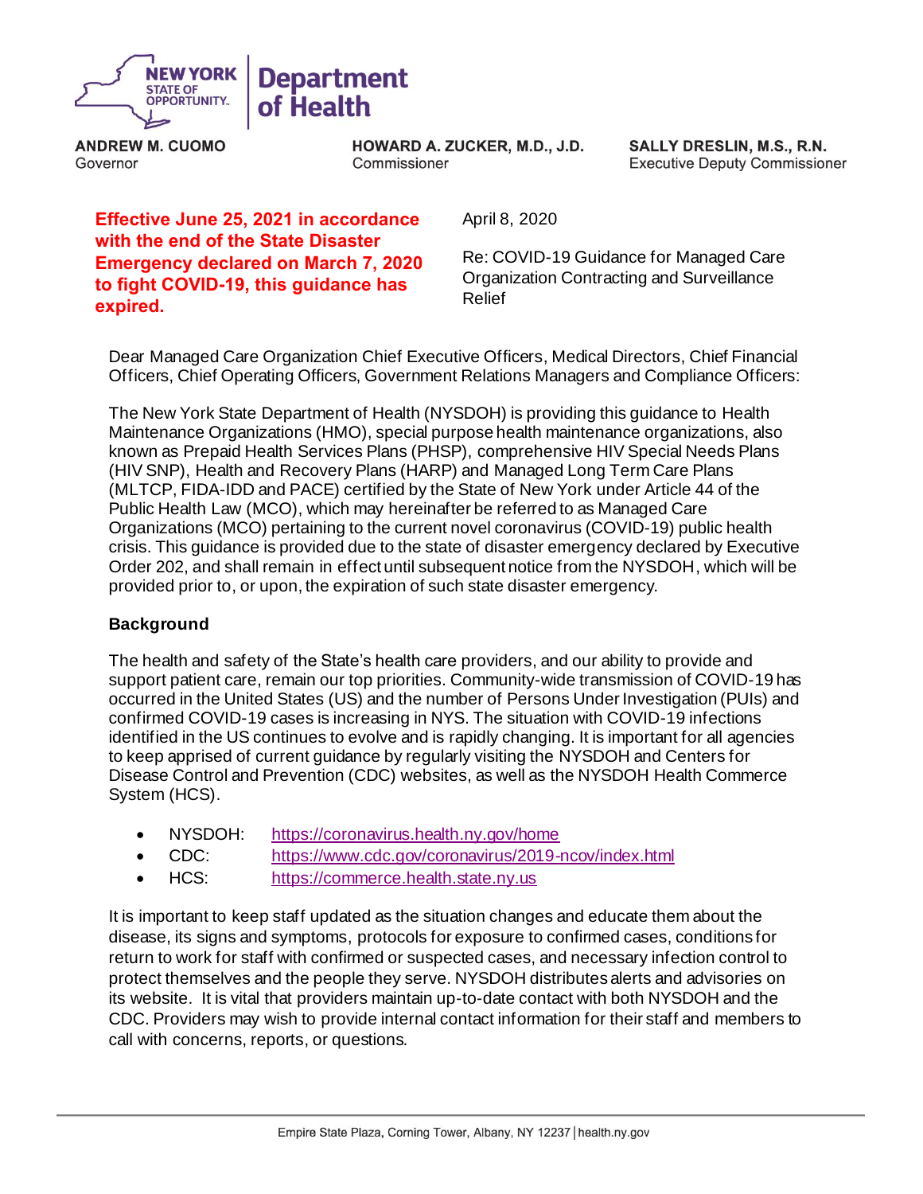**NEW YORK STATE OF OPPORTUNITY. | Department of Health**

**ANDREW M. CUOMO**
Governor

**HOWARD A. ZUCKER, M.D., J.D.**
Commissioner

**SALLY DRESLIN, M.S., R.N.**
Executive Deputy Commissioner

**Effective June 25, 2021 in accordance with the end of the State Disaster Emergency declared on March 7, 2020 to fight COVID-19, this guidance has expired.**

April 8, 2020

Re: COVID-19 Guidance for Managed Care Organization Contracting and Surveillance Relief

Dear Managed Care Organization Chief Executive Officers, Medical Directors, Chief Financial Officers, Chief Operating Officers, Government Relations Managers and Compliance Officers:

The New York State Department of Health (NYSDOH) is providing this guidance to Health Maintenance Organizations (HMO), special purpose health maintenance organizations, also known as Prepaid Health Services Plans (PHSP), comprehensive HIV Special Needs Plans (HIV SNP), Health and Recovery Plans (HARP) and Managed Long Term Care Plans (MLTCP, FIDA-IDD and PACE) certified by the State of New York under Article 44 of the Public Health Law (MCO), which may hereinafter be referred to as Managed Care Organizations (MCO) pertaining to the current novel coronavirus (COVID-19) public health crisis. This guidance is provided due to the state of disaster emergency declared by Executive Order 202, and shall remain in effect until subsequent notice from the NYSDOH, which will be provided prior to, or upon, the expiration of such state disaster emergency.

## Background

The health and safety of the State's health care providers, and our ability to provide and support patient care, remain our top priorities. Community-wide transmission of COVID-19 has occurred in the United States (US) and the number of Persons Under Investigation (PUIs) and confirmed COVID-19 cases is increasing in NYS. The situation with COVID-19 infections identified in the US continues to evolve and is rapidly changing. It is important for all agencies to keep apprised of current guidance by regularly visiting the NYSDOH and Centers for Disease Control and Prevention (CDC) websites, as well as the NYSDOH Health Commerce System (HCS).

- NYSDOH: https://coronavirus.health.ny.gov/home
- CDC: https://www.cdc.gov/coronavirus/2019-ncov/index.html
- HCS: https://commerce.health.state.ny.us

It is important to keep staff updated as the situation changes and educate them about the disease, its signs and symptoms, protocols for exposure to confirmed cases, conditions for return to work for staff with confirmed or suspected cases, and necessary infection control to protect themselves and the people they serve. NYSDOH distributes alerts and advisories on its website. It is vital that providers maintain up-to-date contact with both NYSDOH and the CDC. Providers may wish to provide internal contact information for their staff and members to call with concerns, reports, or questions.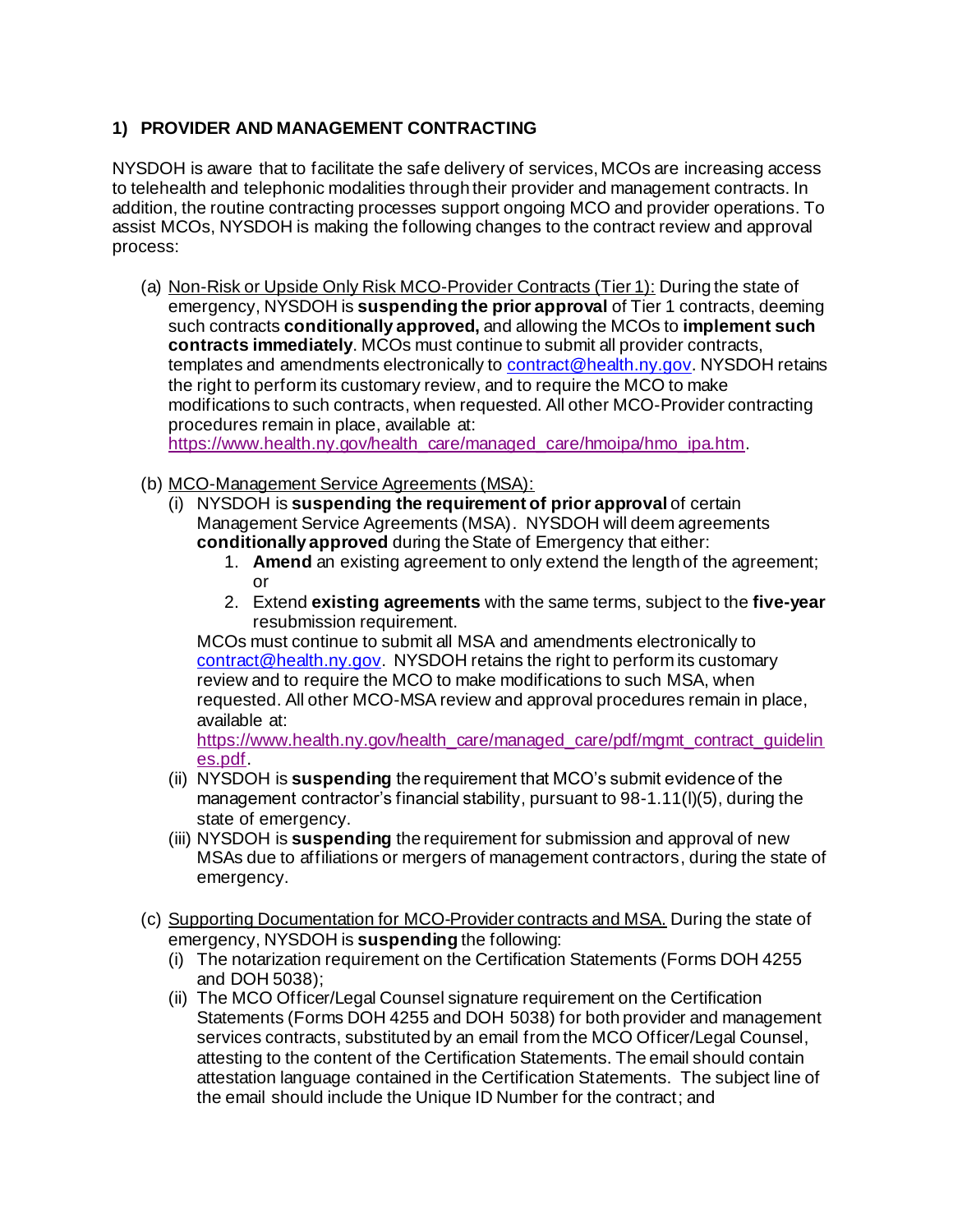## 1) PROVIDER AND MANAGEMENT CONTRACTING

NYSDOH is aware that to facilitate the safe delivery of services, MCOs are increasing access to telehealth and telephonic modalities through their provider and management contracts. In addition, the routine contracting processes support ongoing MCO and provider operations. To assist MCOs, NYSDOH is making the following changes to the contract review and approval process:

(a) Non-Risk or Upside Only Risk MCO-Provider Contracts (Tier 1): During the state of emergency, NYSDOH is **suspending the prior approval** of Tier 1 contracts, deeming such contracts **conditionally approved,** and allowing the MCOs to **implement such contracts immediately**. MCOs must continue to submit all provider contracts, templates and amendments electronically to [contract@health.ny.gov](mailto:contract@health.ny.gov). NYSDOH retains the right to perform its customary review, and to require the MCO to make modifications to such contracts, when requested. All other MCO-Provider contracting procedures remain in place, available at: [https://www.health.ny.gov/health_care/managed_care/hmoipa/hmo_ipa.htm](https://www.health.ny.gov/health_care/managed_care/hmoipa/hmo_ipa.htm).

(b) MCO-Management Service Agreements (MSA):

(i) NYSDOH is **suspending the requirement of prior approval** of certain Management Service Agreements (MSA). NYSDOH will deem agreements **conditionally approved** during the State of Emergency that either:

1. **Amend** an existing agreement to only extend the length of the agreement; or
2. Extend **existing agreements** with the same terms, subject to the **five-year** resubmission requirement.

MCOs must continue to submit all MSA and amendments electronically to [contract@health.ny.gov](mailto:contract@health.ny.gov). NYSDOH retains the right to perform its customary review and to require the MCO to make modifications to such MSA, when requested. All other MCO-MSA review and approval procedures remain in place, available at: [https://www.health.ny.gov/health_care/managed_care/pdf/mgmt_contract_guidelines.pdf](https://www.health.ny.gov/health_care/managed_care/pdf/mgmt_contract_guidelines.pdf).

(ii) NYSDOH is **suspending** the requirement that MCO's submit evidence of the management contractor's financial stability, pursuant to 98-1.11(l)(5), during the state of emergency.

(iii) NYSDOH is **suspending** the requirement for submission and approval of new MSAs due to affiliations or mergers of management contractors, during the state of emergency.

(c) Supporting Documentation for MCO-Provider contracts and MSA. During the state of emergency, NYSDOH is **suspending** the following:

(i) The notarization requirement on the Certification Statements (Forms DOH 4255 and DOH 5038);

(ii) The MCO Officer/Legal Counsel signature requirement on the Certification Statements (Forms DOH 4255 and DOH 5038) for both provider and management services contracts, substituted by an email from the MCO Officer/Legal Counsel, attesting to the content of the Certification Statements. The email should contain attestation language contained in the Certification Statements. The subject line of the email should include the Unique ID Number for the contract; and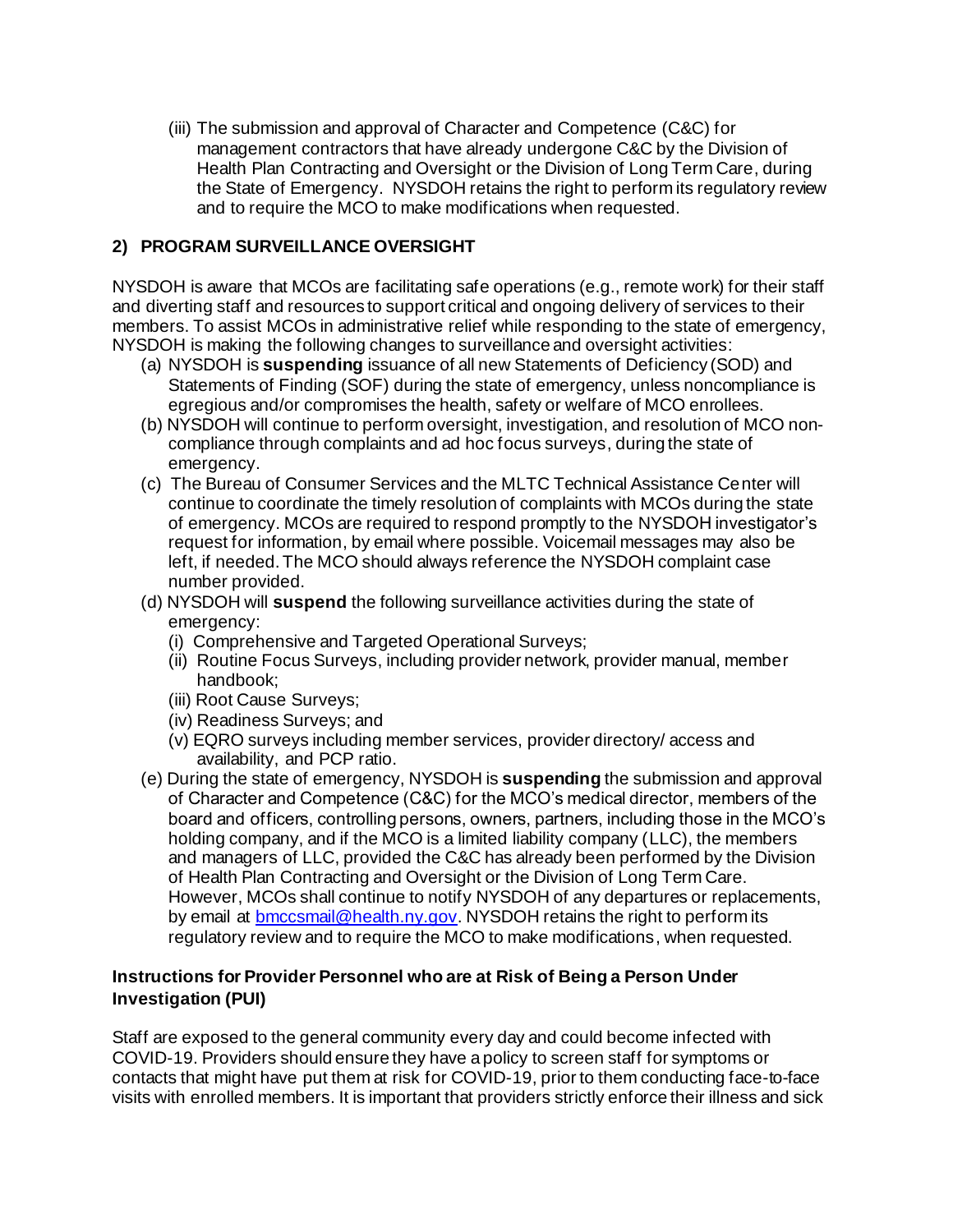(iii) The submission and approval of Character and Competence (C&C) for management contractors that have already undergone C&C by the Division of Health Plan Contracting and Oversight or the Division of Long Term Care, during the State of Emergency. NYSDOH retains the right to perform its regulatory review and to require the MCO to make modifications when requested.

## 2) PROGRAM SURVEILLANCE OVERSIGHT

NYSDOH is aware that MCOs are facilitating safe operations (e.g., remote work) for their staff and diverting staff and resources to support critical and ongoing delivery of services to their members. To assist MCOs in administrative relief while responding to the state of emergency, NYSDOH is making the following changes to surveillance and oversight activities:

(a) NYSDOH is **suspending** issuance of all new Statements of Deficiency (SOD) and Statements of Finding (SOF) during the state of emergency, unless noncompliance is egregious and/or compromises the health, safety or welfare of MCO enrollees.

(b) NYSDOH will continue to perform oversight, investigation, and resolution of MCO non-compliance through complaints and ad hoc focus surveys, during the state of emergency.

(c) The Bureau of Consumer Services and the MLTC Technical Assistance Center will continue to coordinate the timely resolution of complaints with MCOs during the state of emergency. MCOs are required to respond promptly to the NYSDOH investigator's request for information, by email where possible. Voicemail messages may also be left, if needed. The MCO should always reference the NYSDOH complaint case number provided.

(d) NYSDOH will **suspend** the following surveillance activities during the state of emergency:

   (i) Comprehensive and Targeted Operational Surveys;
   
   (ii) Routine Focus Surveys, including provider network, provider manual, member handbook;
   
   (iii) Root Cause Surveys;
   
   (iv) Readiness Surveys; and
   
   (v) EQRO surveys including member services, provider directory/ access and availability, and PCP ratio.

(e) During the state of emergency, NYSDOH is **suspending** the submission and approval of Character and Competence (C&C) for the MCO's medical director, members of the board and officers, controlling persons, owners, partners, including those in the MCO's holding company, and if the MCO is a limited liability company (LLC), the members and managers of LLC, provided the C&C has already been performed by the Division of Health Plan Contracting and Oversight or the Division of Long Term Care. However, MCOs shall continue to notify NYSDOH of any departures or replacements, by email at [bmccsmail@health.ny.gov](mailto:bmccsmail@health.ny.gov). NYSDOH retains the right to perform its regulatory review and to require the MCO to make modifications, when requested.

### Instructions for Provider Personnel who are at Risk of Being a Person Under Investigation (PUI)

Staff are exposed to the general community every day and could become infected with COVID-19. Providers should ensure they have a policy to screen staff for symptoms or contacts that might have put them at risk for COVID-19, prior to them conducting face-to-face visits with enrolled members. It is important that providers strictly enforce their illness and sick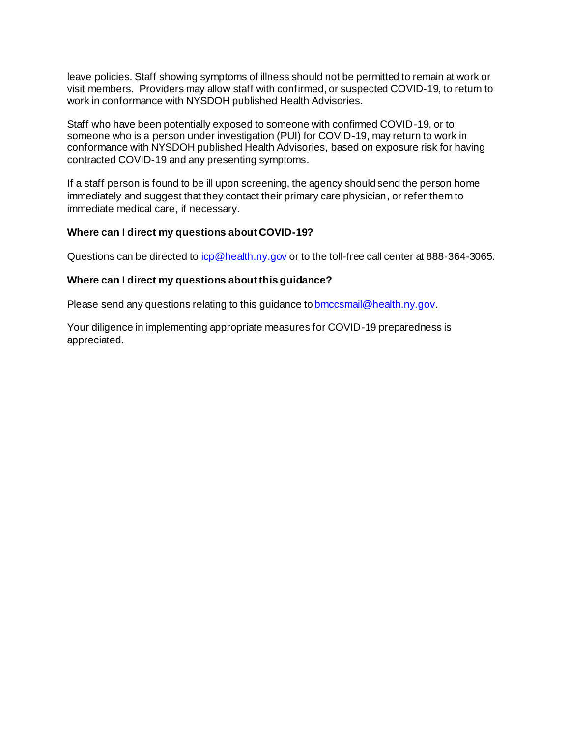leave policies. Staff showing symptoms of illness should not be permitted to remain at work or visit members. Providers may allow staff with confirmed, or suspected COVID-19, to return to work in conformance with NYSDOH published Health Advisories.

Staff who have been potentially exposed to someone with confirmed COVID-19, or to someone who is a person under investigation (PUI) for COVID-19, may return to work in conformance with NYSDOH published Health Advisories, based on exposure risk for having contracted COVID-19 and any presenting symptoms.

If a staff person is found to be ill upon screening, the agency should send the person home immediately and suggest that they contact their primary care physician, or refer them to immediate medical care, if necessary.

**Where can I direct my questions about COVID-19?**

Questions can be directed to icp@health.ny.gov or to the toll-free call center at 888-364-3065.

**Where can I direct my questions about this guidance?**

Please send any questions relating to this guidance to bmccsmail@health.ny.gov.

Your diligence in implementing appropriate measures for COVID-19 preparedness is appreciated.